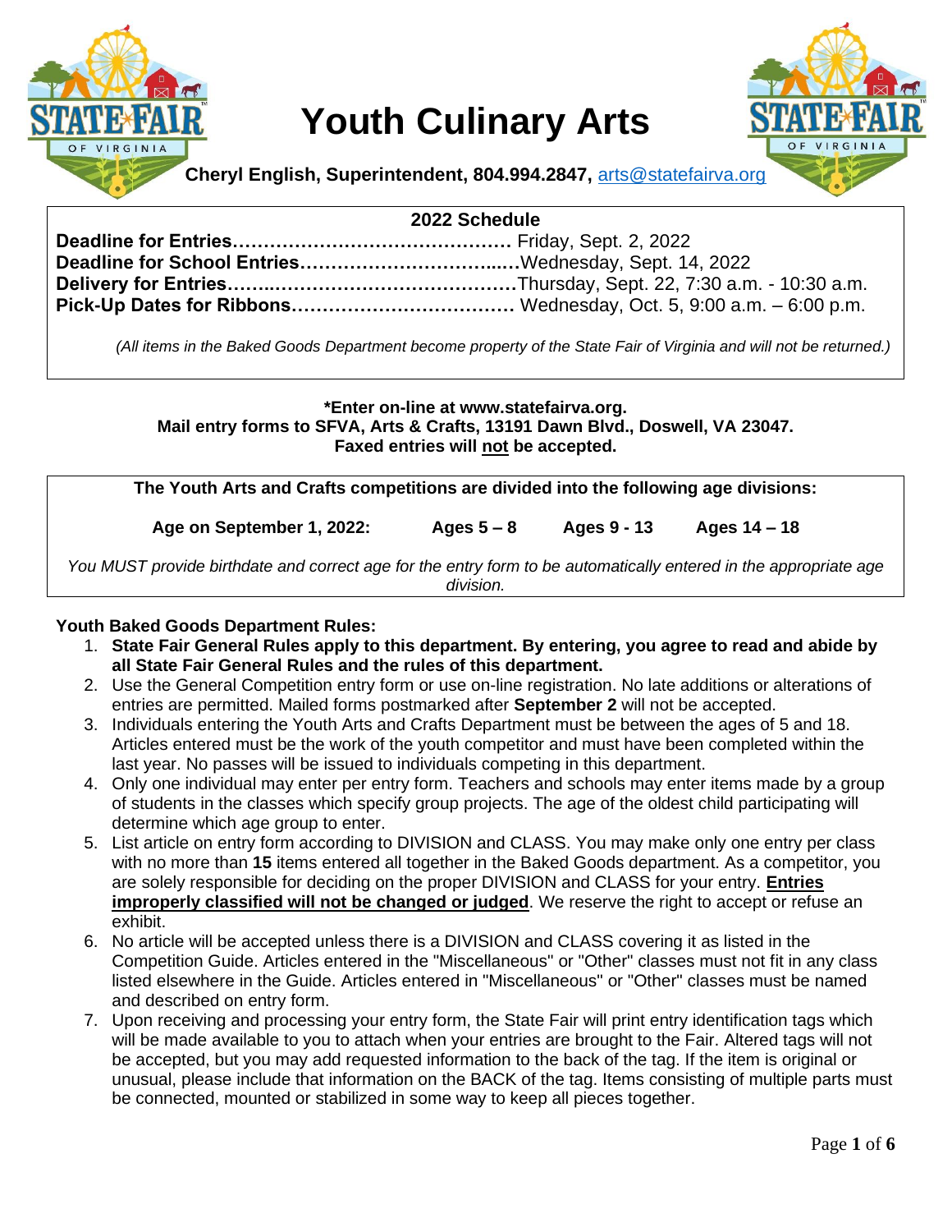# Youth Culinary Arts

**Cheryl English, Superintendent, 804.994.2847,** arts@statefairva.org

**2022 Schedule**

**Deadline for Entries……………………………………….** Friday, Sept. 2, 2022
**Deadline for School Entries……………………………...…**Wednesday, Sept. 14, 2022
**Delivery for Entries……..…………………………………**Thursday, Sept. 22, 7:30 a.m. - 10:30 a.m.
**Pick-Up Dates for Ribbons………………………………** Wednesday, Oct. 5, 9:00 a.m. – 6:00 p.m.

*(All items in the Baked Goods Department become property of the State Fair of Virginia and will not be returned.)*

**\*Enter on-line at www.statefairva.org.**
**Mail entry forms to SFVA, Arts & Crafts, 13191 Dawn Blvd., Doswell, VA 23047.**
**Faxed entries will not be accepted.**

**The Youth Arts and Crafts competitions are divided into the following age divisions:**

**Age on September 1, 2022:** **Ages 5 – 8** **Ages 9 - 13** **Ages 14 – 18**

*You MUST provide birthdate and correct age for the entry form to be automatically entered in the appropriate age division.*

**Youth Baked Goods Department Rules:**

1. **State Fair General Rules apply to this department. By entering, you agree to read and abide by all State Fair General Rules and the rules of this department.**
2. Use the General Competition entry form or use on-line registration. No late additions or alterations of entries are permitted. Mailed forms postmarked after **September 2** will not be accepted.
3. Individuals entering the Youth Arts and Crafts Department must be between the ages of 5 and 18. Articles entered must be the work of the youth competitor and must have been completed within the last year. No passes will be issued to individuals competing in this department.
4. Only one individual may enter per entry form. Teachers and schools may enter items made by a group of students in the classes which specify group projects. The age of the oldest child participating will determine which age group to enter.
5. List article on entry form according to DIVISION and CLASS. You may make only one entry per class with no more than **15** items entered all together in the Baked Goods department. As a competitor, you are solely responsible for deciding on the proper DIVISION and CLASS for your entry. **Entries improperly classified will not be changed or judged**. We reserve the right to accept or refuse an exhibit.
6. No article will be accepted unless there is a DIVISION and CLASS covering it as listed in the Competition Guide. Articles entered in the "Miscellaneous" or "Other" classes must not fit in any class listed elsewhere in the Guide. Articles entered in "Miscellaneous" or "Other" classes must be named and described on entry form.
7. Upon receiving and processing your entry form, the State Fair will print entry identification tags which will be made available to you to attach when your entries are brought to the Fair. Altered tags will not be accepted, but you may add requested information to the back of the tag. If the item is original or unusual, please include that information on the BACK of the tag. Items consisting of multiple parts must be connected, mounted or stabilized in some way to keep all pieces together.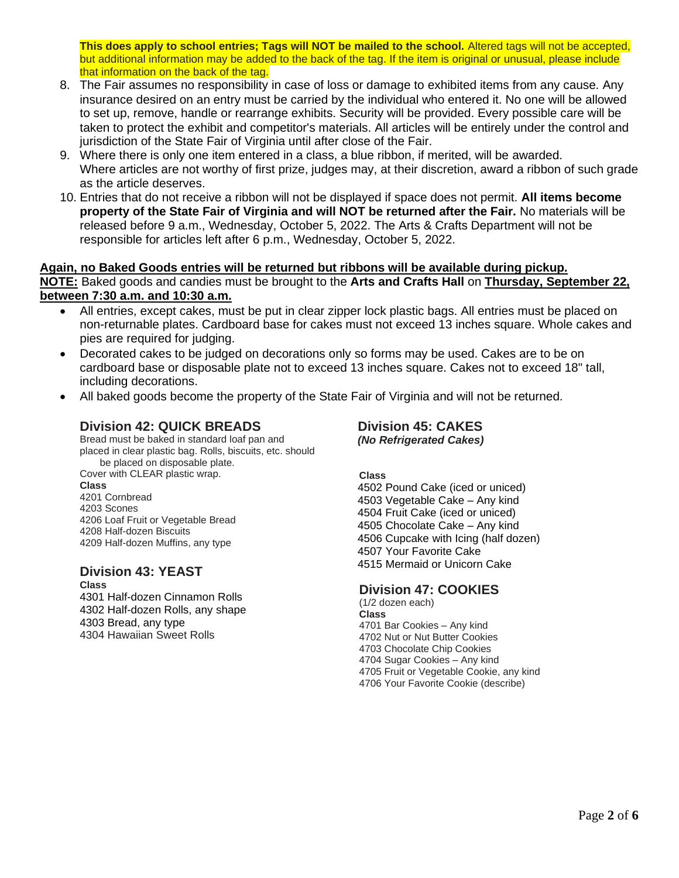**This does apply to school entries; Tags will NOT be mailed to the school.** Altered tags will not be accepted, but additional information may be added to the back of the tag. If the item is original or unusual, please include that information on the back of the tag.

8. The Fair assumes no responsibility in case of loss or damage to exhibited items from any cause. Any insurance desired on an entry must be carried by the individual who entered it. No one will be allowed to set up, remove, handle or rearrange exhibits. Security will be provided. Every possible care will be taken to protect the exhibit and competitor's materials. All articles will be entirely under the control and jurisdiction of the State Fair of Virginia until after close of the Fair.
9. Where there is only one item entered in a class, a blue ribbon, if merited, will be awarded. Where articles are not worthy of first prize, judges may, at their discretion, award a ribbon of such grade as the article deserves.
10. Entries that do not receive a ribbon will not be displayed if space does not permit. **All items become property of the State Fair of Virginia and will NOT be returned after the Fair.** No materials will be released before 9 a.m., Wednesday, October 5, 2022. The Arts & Crafts Department will not be responsible for articles left after 6 p.m., Wednesday, October 5, 2022.

**Again, no Baked Goods entries will be returned but ribbons will be available during pickup.**

**NOTE:** Baked goods and candies must be brought to the **Arts and Crafts Hall** on **Thursday, September 22, between 7:30 a.m. and 10:30 a.m.**

- All entries, except cakes, must be put in clear zipper lock plastic bags. All entries must be placed on non-returnable plates. Cardboard base for cakes must not exceed 13 inches square. Whole cakes and pies are required for judging.
- Decorated cakes to be judged on decorations only so forms may be used. Cakes are to be on cardboard base or disposable plate not to exceed 13 inches square. Cakes not to exceed 18" tall, including decorations.
- All baked goods become the property of the State Fair of Virginia and will not be returned.

## Division 42: QUICK BREADS

Bread must be baked in standard loaf pan and placed in clear plastic bag. Rolls, biscuits, etc. should be placed on disposable plate.
Cover with CLEAR plastic wrap.

**Class**
4201 Cornbread
4203 Scones
4206 Loaf Fruit or Vegetable Bread
4208 Half-dozen Biscuits
4209 Half-dozen Muffins, any type

## Division 43: YEAST

**Class**
4301 Half-dozen Cinnamon Rolls
4302 Half-dozen Rolls, any shape
4303 Bread, any type
4304 Hawaiian Sweet Rolls

## Division 45: CAKES

***(No Refrigerated Cakes)***

**Class**
4502 Pound Cake (iced or uniced)
4503 Vegetable Cake – Any kind
4504 Fruit Cake (iced or uniced)
4505 Chocolate Cake – Any kind
4506 Cupcake with Icing (half dozen)
4507 Your Favorite Cake
4515 Mermaid or Unicorn Cake

## Division 47: COOKIES

(1/2 dozen each)

**Class**
4701 Bar Cookies – Any kind
4702 Nut or Nut Butter Cookies
4703 Chocolate Chip Cookies
4704 Sugar Cookies – Any kind
4705 Fruit or Vegetable Cookie, any kind
4706 Your Favorite Cookie (describe)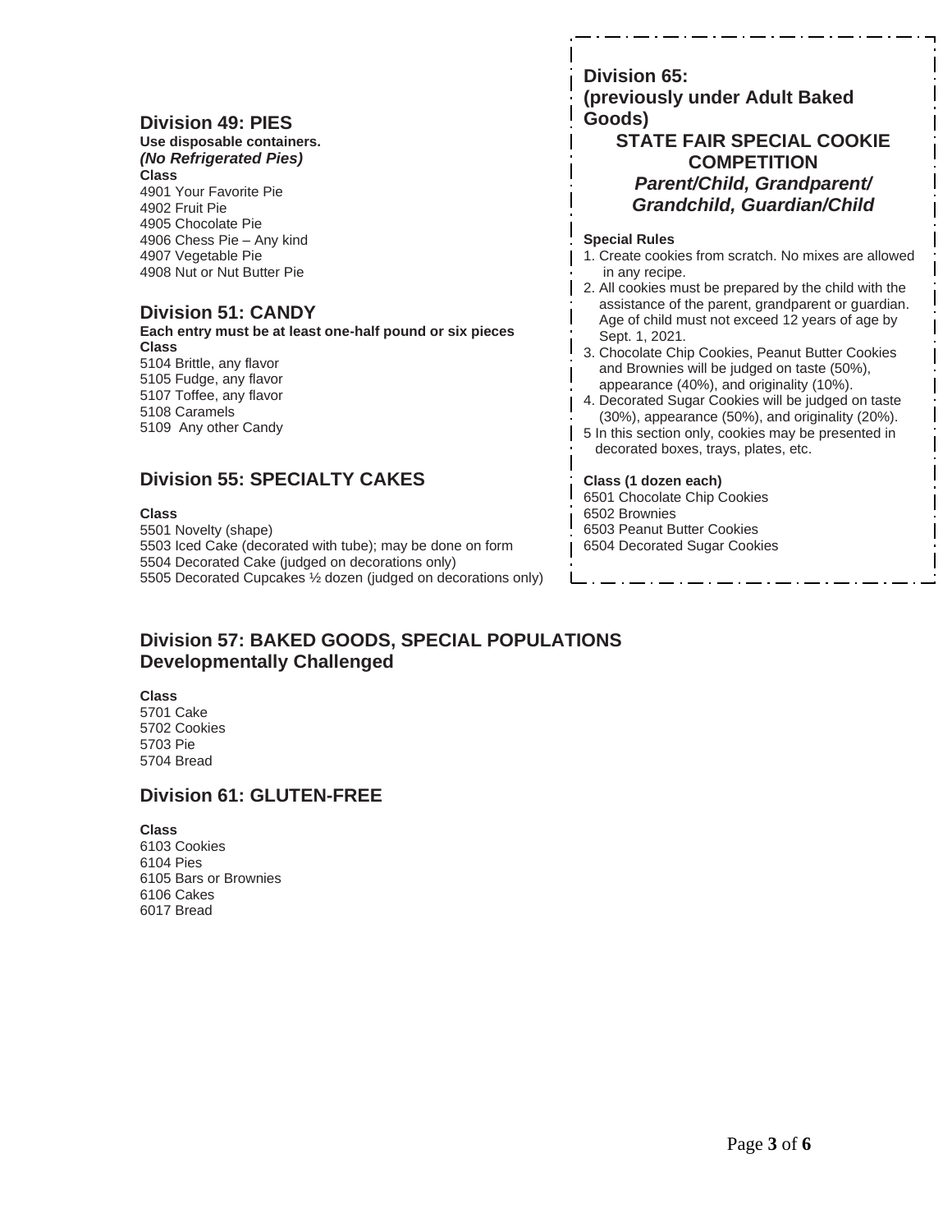## Division 49: PIES

**Use disposable containers.**
***(No Refrigerated Pies)***
**Class**
4901 Your Favorite Pie
4902 Fruit Pie
4905 Chocolate Pie
4906 Chess Pie – Any kind
4907 Vegetable Pie
4908 Nut or Nut Butter Pie

## Division 51: CANDY

**Each entry must be at least one-half pound or six pieces**
**Class**
5104 Brittle, any flavor
5105 Fudge, any flavor
5107 Toffee, any flavor
5108 Caramels
5109 Any other Candy

## Division 55: SPECIALTY CAKES

**Class**
5501 Novelty (shape)
5503 Iced Cake (decorated with tube); may be done on form
5504 Decorated Cake (judged on decorations only)
5505 Decorated Cupcakes ½ dozen (judged on decorations only)

## Division 65: (previously under Adult Baked Goods)

### STATE FAIR SPECIAL COOKIE COMPETITION

### *Parent/Child, Grandparent/ Grandchild, Guardian/Child*

**Special Rules**

1. Create cookies from scratch. No mixes are allowed in any recipe.
2. All cookies must be prepared by the child with the assistance of the parent, grandparent or guardian. Age of child must not exceed 12 years of age by Sept. 1, 2021.
3. Chocolate Chip Cookies, Peanut Butter Cookies and Brownies will be judged on taste (50%), appearance (40%), and originality (10%).
4. Decorated Sugar Cookies will be judged on taste (30%), appearance (50%), and originality (20%).
5. In this section only, cookies may be presented in decorated boxes, trays, plates, etc.

**Class (1 dozen each)**
6501 Chocolate Chip Cookies
6502 Brownies
6503 Peanut Butter Cookies
6504 Decorated Sugar Cookies

## Division 57: BAKED GOODS, SPECIAL POPULATIONS Developmentally Challenged

**Class**
5701 Cake
5702 Cookies
5703 Pie
5704 Bread

## Division 61: GLUTEN-FREE

**Class**
6103 Cookies
6104 Pies
6105 Bars or Brownies
6106 Cakes
6017 Bread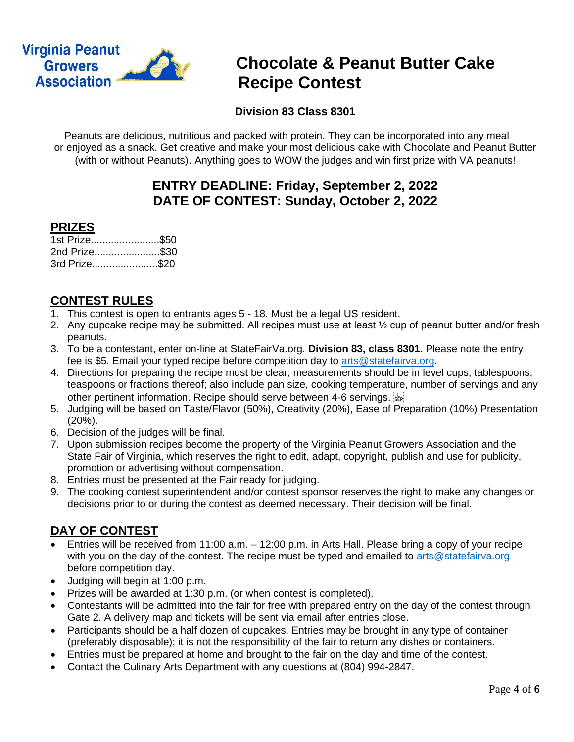Virginia Peanut Growers Association

# Chocolate & Peanut Butter Cake Recipe Contest

**Division 83 Class 8301**

Peanuts are delicious, nutritious and packed with protein. They can be incorporated into any meal or enjoyed as a snack. Get creative and make your most delicious cake with Chocolate and Peanut Butter (with or without Peanuts). Anything goes to WOW the judges and win first prize with VA peanuts!

## ENTRY DEADLINE: Friday, September 2, 2022
## DATE OF CONTEST: Sunday, October 2, 2022

## PRIZES

1st Prize........................$50
2nd Prize.......................$30
3rd Prize.......................$20

## CONTEST RULES

1. This contest is open to entrants ages 5 - 18. Must be a legal US resident.
2. Any cupcake recipe may be submitted. All recipes must use at least ½ cup of peanut butter and/or fresh peanuts.
3. To be a contestant, enter on-line at StateFairVa.org. **Division 83, class 8301.** Please note the entry fee is $5. Email your typed recipe before competition day to arts@statefairva.org.
4. Directions for preparing the recipe must be clear; measurements should be in level cups, tablespoons, teaspoons or fractions thereof; also include pan size, cooking temperature, number of servings and any other pertinent information. Recipe should serve between 4-6 servings.
5. Judging will be based on Taste/Flavor (50%), Creativity (20%), Ease of Preparation (10%) Presentation (20%).
6. Decision of the judges will be final.
7. Upon submission recipes become the property of the Virginia Peanut Growers Association and the State Fair of Virginia, which reserves the right to edit, adapt, copyright, publish and use for publicity, promotion or advertising without compensation.
8. Entries must be presented at the Fair ready for judging.
9. The cooking contest superintendent and/or contest sponsor reserves the right to make any changes or decisions prior to or during the contest as deemed necessary. Their decision will be final.

## DAY OF CONTEST

- Entries will be received from 11:00 a.m. – 12:00 p.m. in Arts Hall. Please bring a copy of your recipe with you on the day of the contest. The recipe must be typed and emailed to arts@statefairva.org before competition day.
- Judging will begin at 1:00 p.m.
- Prizes will be awarded at 1:30 p.m. (or when contest is completed).
- Contestants will be admitted into the fair for free with prepared entry on the day of the contest through Gate 2. A delivery map and tickets will be sent via email after entries close.
- Participants should be a half dozen of cupcakes. Entries may be brought in any type of container (preferably disposable); it is not the responsibility of the fair to return any dishes or containers.
- Entries must be prepared at home and brought to the fair on the day and time of the contest.
- Contact the Culinary Arts Department with any questions at (804) 994-2847.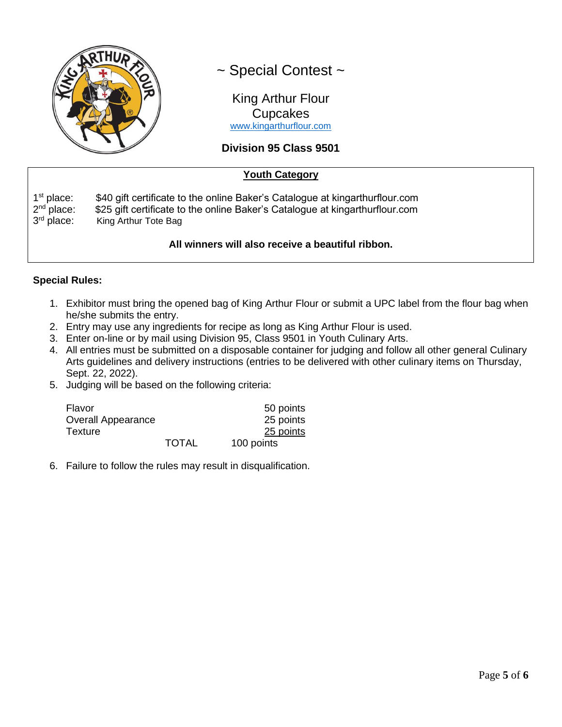## ~ Special Contest ~

King Arthur Flour
Cupcakes
www.kingarthurflour.com

**Division 95 Class 9501**

**Youth Category**

| | |
|---|---|
| 1st place: | $40 gift certificate to the online Baker's Catalogue at kingarthurflour.com |
| 2nd place: | $25 gift certificate to the online Baker's Catalogue at kingarthurflour.com |
| 3rd place: | King Arthur Tote Bag |

**All winners will also receive a beautiful ribbon.**

**Special Rules:**

1. Exhibitor must bring the opened bag of King Arthur Flour or submit a UPC label from the flour bag when he/she submits the entry.
2. Entry may use any ingredients for recipe as long as King Arthur Flour is used.
3. Enter on-line or by mail using Division 95, Class 9501 in Youth Culinary Arts.
4. All entries must be submitted on a disposable container for judging and follow all other general Culinary Arts guidelines and delivery instructions (entries to be delivered with other culinary items on Thursday, Sept. 22, 2022).
5. Judging will be based on the following criteria:

| | |
|---|---|
| Flavor | 50 points |
| Overall Appearance | 25 points |
| Texture | 25 points |
| TOTAL | 100 points |

6. Failure to follow the rules may result in disqualification.